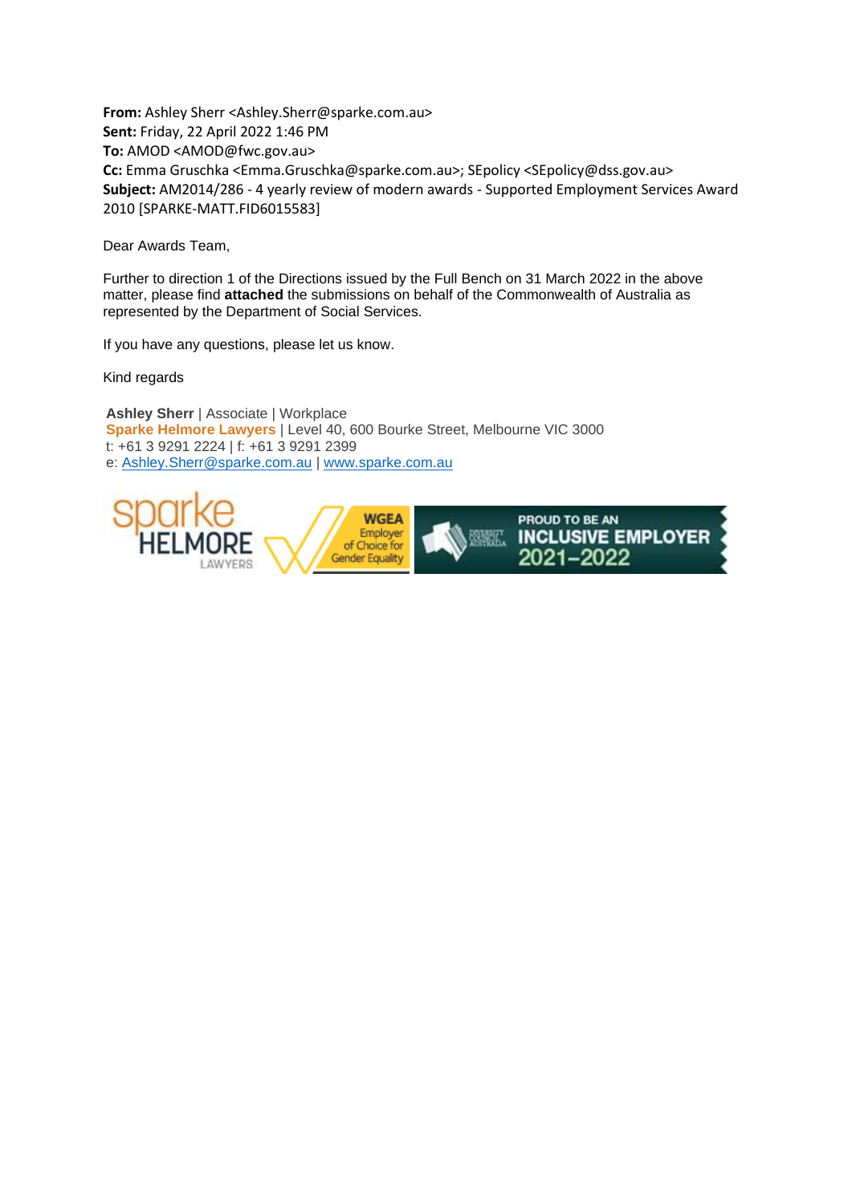**From:** Ashley Sherr <Ashley.Sherr@sparke.com.au>
**Sent:** Friday, 22 April 2022 1:46 PM
**To:** AMOD <AMOD@fwc.gov.au>
**Cc:** Emma Gruschka <Emma.Gruschka@sparke.com.au>; SEpolicy <SEpolicy@dss.gov.au>
**Subject:** AM2014/286 - 4 yearly review of modern awards - Supported Employment Services Award 2010 [SPARKE-MATT.FID6015583]

Dear Awards Team,

Further to direction 1 of the Directions issued by the Full Bench on 31 March 2022 in the above matter, please find **attached** the submissions on behalf of the Commonwealth of Australia as represented by the Department of Social Services.

If you have any questions, please let us know.

Kind regards

**Ashley Sherr** | Associate | Workplace
**Sparke Helmore Lawyers** | Level 40, 600 Bourke Street, Melbourne VIC 3000
t: +61 3 9291 2224 | f: +61 3 9291 2399
e: Ashley.Sherr@sparke.com.au | www.sparke.com.au

sparke HELMORE LAWYERS | WGEA Employer of Choice for Gender Equality | Diversity Council Australia PROUD TO BE AN INCLUSIVE EMPLOYER 2021–2022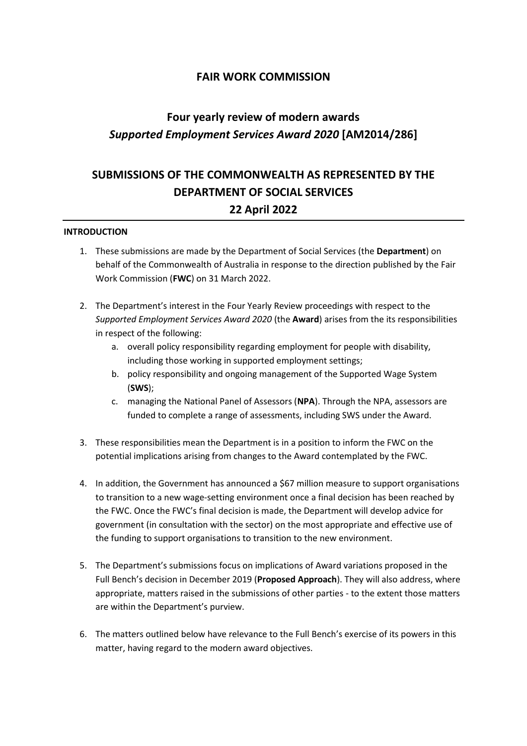# FAIR WORK COMMISSION

## Four yearly review of modern awards *Supported Employment Services Award 2020* [AM2014/286]

## SUBMISSIONS OF THE COMMONWEALTH AS REPRESENTED BY THE DEPARTMENT OF SOCIAL SERVICES 22 April 2022

**INTRODUCTION**

1. These submissions are made by the Department of Social Services (the **Department**) on behalf of the Commonwealth of Australia in response to the direction published by the Fair Work Commission (**FWC**) on 31 March 2022.

2. The Department's interest in the Four Yearly Review proceedings with respect to the *Supported Employment Services Award 2020* (the **Award**) arises from the its responsibilities in respect of the following:
   a. overall policy responsibility regarding employment for people with disability, including those working in supported employment settings;
   b. policy responsibility and ongoing management of the Supported Wage System (**SWS**);
   c. managing the National Panel of Assessors (**NPA**). Through the NPA, assessors are funded to complete a range of assessments, including SWS under the Award.

3. These responsibilities mean the Department is in a position to inform the FWC on the potential implications arising from changes to the Award contemplated by the FWC.

4. In addition, the Government has announced a $67 million measure to support organisations to transition to a new wage-setting environment once a final decision has been reached by the FWC. Once the FWC's final decision is made, the Department will develop advice for government (in consultation with the sector) on the most appropriate and effective use of the funding to support organisations to transition to the new environment.

5. The Department's submissions focus on implications of Award variations proposed in the Full Bench's decision in December 2019 (**Proposed Approach**). They will also address, where appropriate, matters raised in the submissions of other parties - to the extent those matters are within the Department's purview.

6. The matters outlined below have relevance to the Full Bench's exercise of its powers in this matter, having regard to the modern award objectives.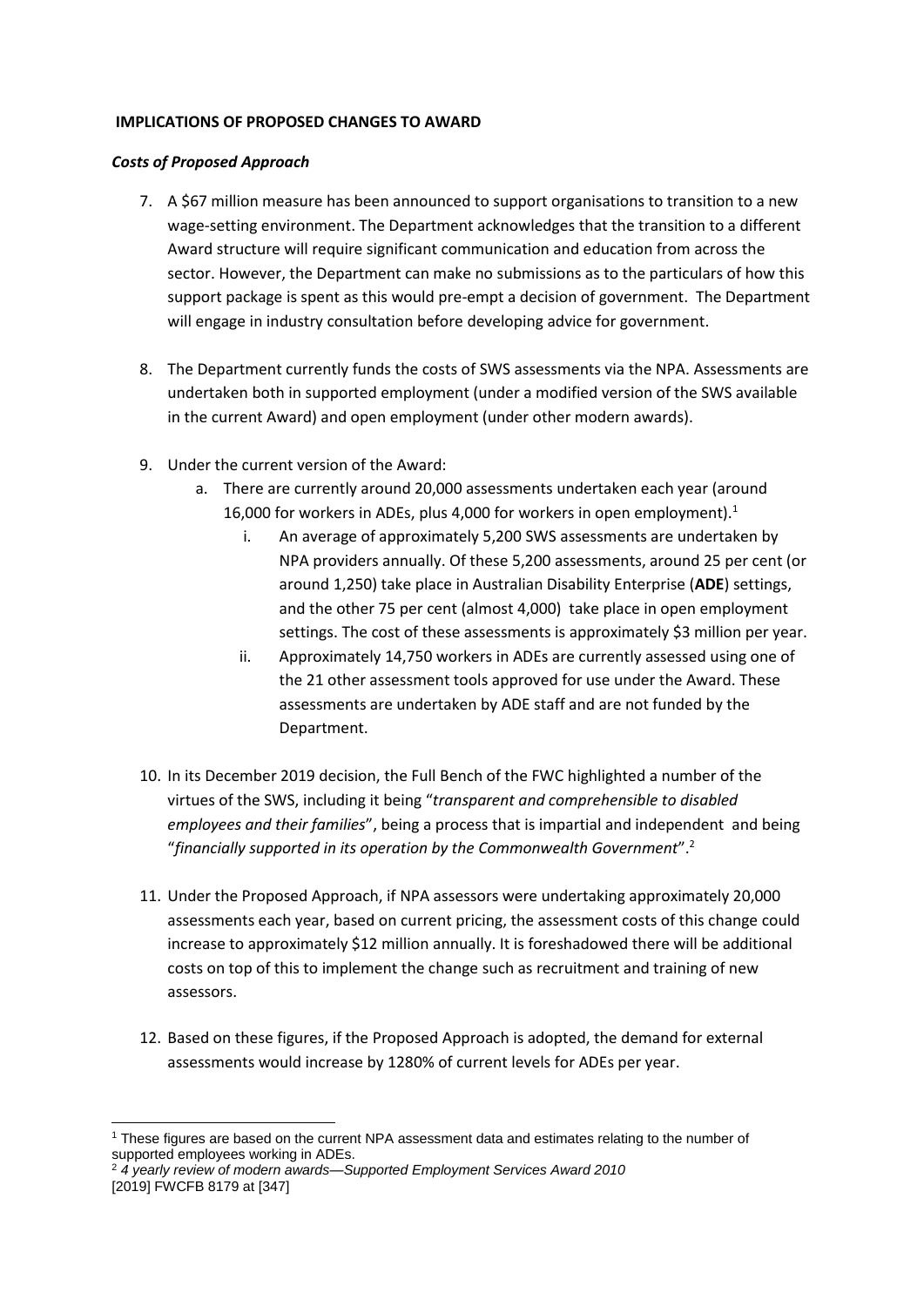## IMPLICATIONS OF PROPOSED CHANGES TO AWARD

### *Costs of Proposed Approach*

7. A $67 million measure has been announced to support organisations to transition to a new wage-setting environment. The Department acknowledges that the transition to a different Award structure will require significant communication and education from across the sector. However, the Department can make no submissions as to the particulars of how this support package is spent as this would pre-empt a decision of government. The Department will engage in industry consultation before developing advice for government.

8. The Department currently funds the costs of SWS assessments via the NPA. Assessments are undertaken both in supported employment (under a modified version of the SWS available in the current Award) and open employment (under other modern awards).

9. Under the current version of the Award:
   a. There are currently around 20,000 assessments undertaken each year (around 16,000 for workers in ADEs, plus 4,000 for workers in open employment).[1]
      i. An average of approximately 5,200 SWS assessments are undertaken by NPA providers annually. Of these 5,200 assessments, around 25 per cent (or around 1,250) take place in Australian Disability Enterprise (**ADE**) settings, and the other 75 per cent (almost 4,000) take place in open employment settings. The cost of these assessments is approximately $3 million per year.
      ii. Approximately 14,750 workers in ADEs are currently assessed using one of the 21 other assessment tools approved for use under the Award. These assessments are undertaken by ADE staff and are not funded by the Department.

10. In its December 2019 decision, the Full Bench of the FWC highlighted a number of the virtues of the SWS, including it being "*transparent and comprehensible to disabled employees and their families*", being a process that is impartial and independent and being "*financially supported in its operation by the Commonwealth Government*".[2]

11. Under the Proposed Approach, if NPA assessors were undertaking approximately 20,000 assessments each year, based on current pricing, the assessment costs of this change could increase to approximately $12 million annually. It is foreshadowed there will be additional costs on top of this to implement the change such as recruitment and training of new assessors.

12. Based on these figures, if the Proposed Approach is adopted, the demand for external assessments would increase by 1280% of current levels for ADEs per year.

---

[1] These figures are based on the current NPA assessment data and estimates relating to the number of supported employees working in ADEs.

[2] *4 yearly review of modern awards—Supported Employment Services Award 2010* [2019] FWCFB 8179 at [347]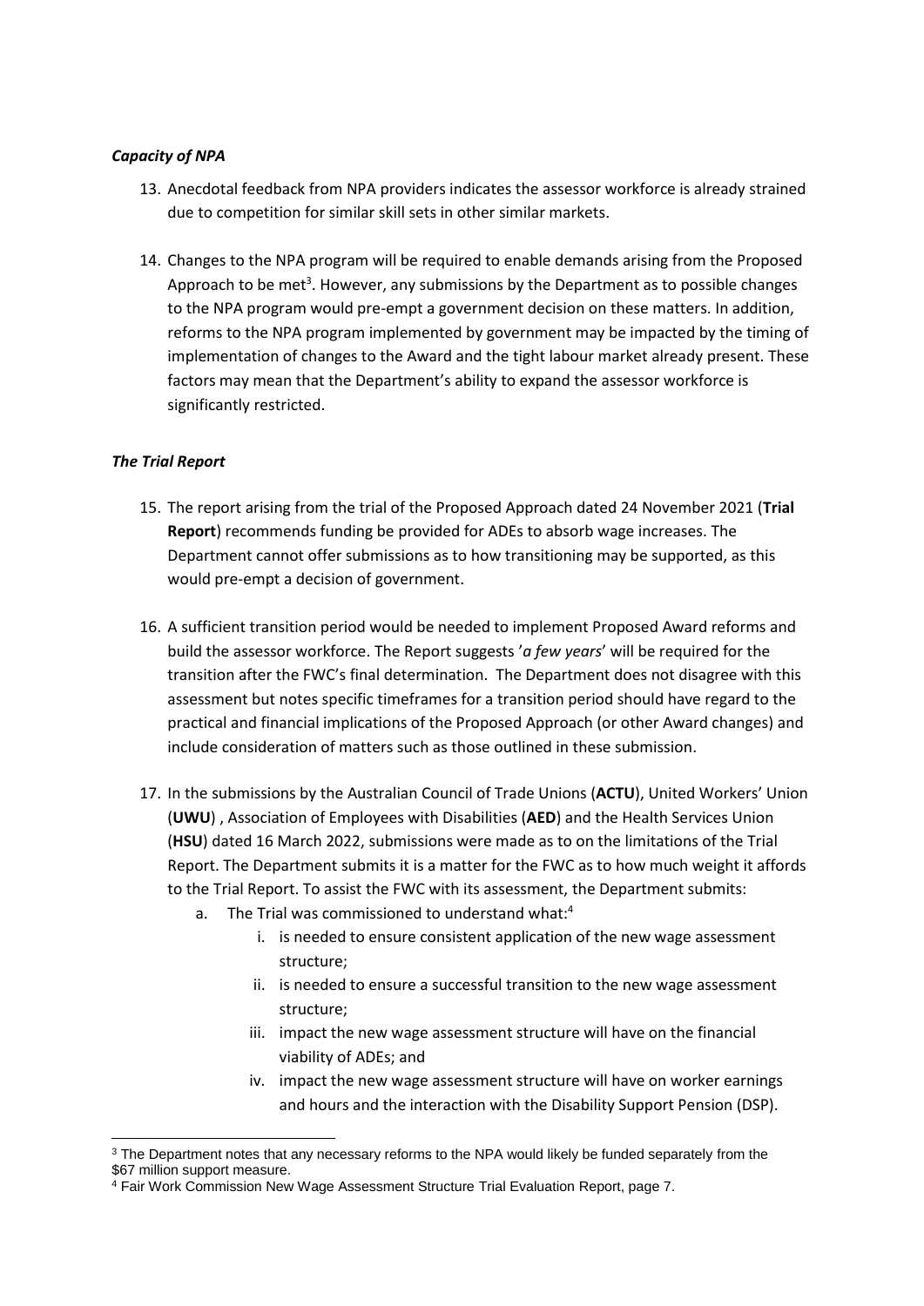### *Capacity of NPA*

13. Anecdotal feedback from NPA providers indicates the assessor workforce is already strained due to competition for similar skill sets in other similar markets.

14. Changes to the NPA program will be required to enable demands arising from the Proposed Approach to be met[3]. However, any submissions by the Department as to possible changes to the NPA program would pre-empt a government decision on these matters. In addition, reforms to the NPA program implemented by government may be impacted by the timing of implementation of changes to the Award and the tight labour market already present. These factors may mean that the Department's ability to expand the assessor workforce is significantly restricted.

### *The Trial Report*

15. The report arising from the trial of the Proposed Approach dated 24 November 2021 (**Trial Report**) recommends funding be provided for ADEs to absorb wage increases. The Department cannot offer submissions as to how transitioning may be supported, as this would pre-empt a decision of government.

16. A sufficient transition period would be needed to implement Proposed Award reforms and build the assessor workforce. The Report suggests '*a few years*' will be required for the transition after the FWC's final determination. The Department does not disagree with this assessment but notes specific timeframes for a transition period should have regard to the practical and financial implications of the Proposed Approach (or other Award changes) and include consideration of matters such as those outlined in these submission.

17. In the submissions by the Australian Council of Trade Unions (**ACTU**), United Workers' Union (**UWU**) , Association of Employees with Disabilities (**AED**) and the Health Services Union (**HSU**) dated 16 March 2022, submissions were made as to on the limitations of the Trial Report. The Department submits it is a matter for the FWC as to how much weight it affords to the Trial Report. To assist the FWC with its assessment, the Department submits:
    a. The Trial was commissioned to understand what:[4]
        i. is needed to ensure consistent application of the new wage assessment structure;
        ii. is needed to ensure a successful transition to the new wage assessment structure;
        iii. impact the new wage assessment structure will have on the financial viability of ADEs; and
        iv. impact the new wage assessment structure will have on worker earnings and hours and the interaction with the Disability Support Pension (DSP).

---

[3] The Department notes that any necessary reforms to the NPA would likely be funded separately from the $67 million support measure.

[4] Fair Work Commission New Wage Assessment Structure Trial Evaluation Report, page 7.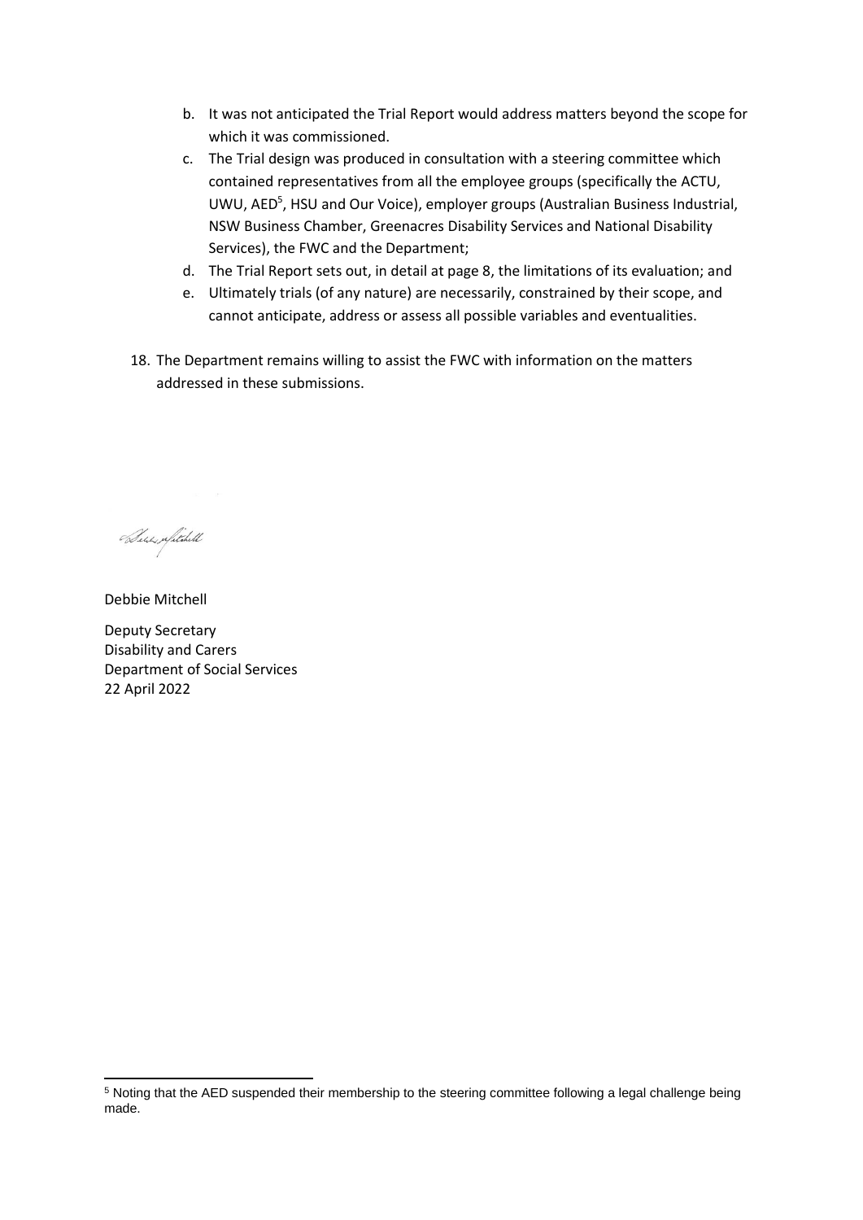b. It was not anticipated the Trial Report would address matters beyond the scope for which it was commissioned.

c. The Trial design was produced in consultation with a steering committee which contained representatives from all the employee groups (specifically the ACTU, UWU, AED[5], HSU and Our Voice), employer groups (Australian Business Industrial, NSW Business Chamber, Greenacres Disability Services and National Disability Services), the FWC and the Department;

d. The Trial Report sets out, in detail at page 8, the limitations of its evaluation; and

e. Ultimately trials (of any nature) are necessarily, constrained by their scope, and cannot anticipate, address or assess all possible variables and eventualities.

18. The Department remains willing to assist the FWC with information on the matters addressed in these submissions.

Debbie Mitchell

Deputy Secretary
Disability and Carers
Department of Social Services
22 April 2022

[5] Noting that the AED suspended their membership to the steering committee following a legal challenge being made.